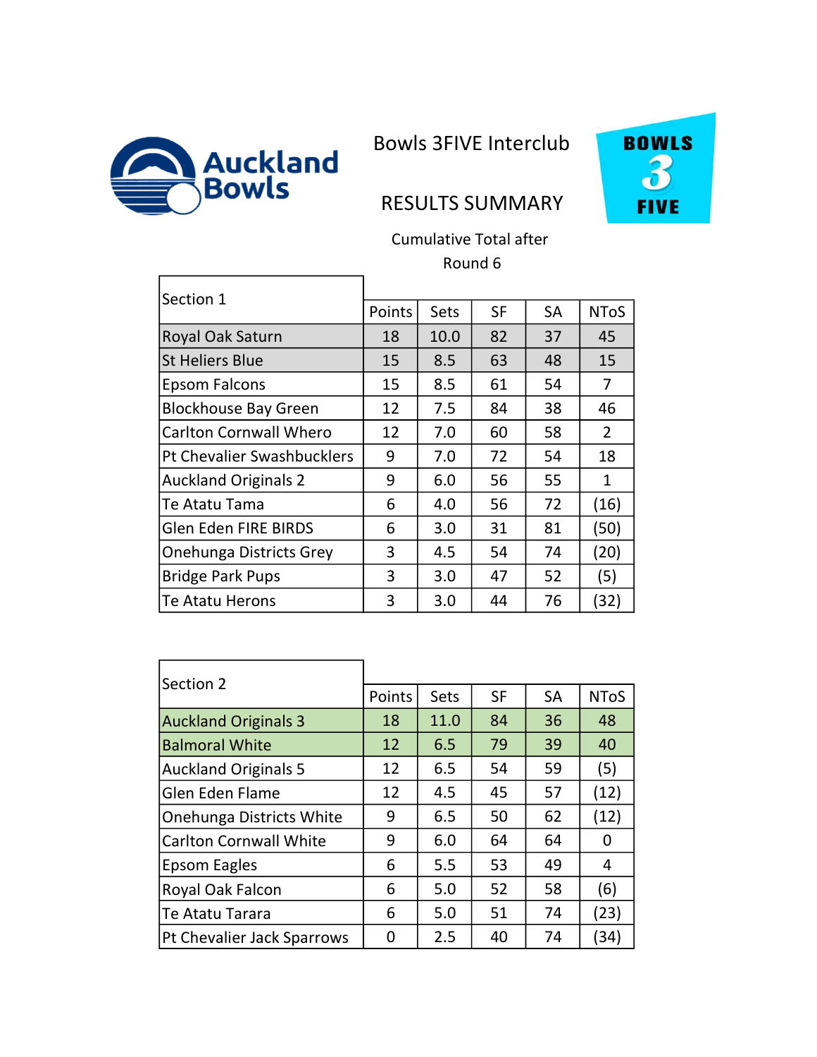Auckland Bowls

# Bowls 3FIVE Interclub

## RESULTS SUMMARY

BOWLS 3 FIVE

Cumulative Total after Round 6

| Section 1 | Points | Sets | SF | SA | NToS |
|---|---|---|---|---|---|
| Royal Oak Saturn | 18 | 10.0 | 82 | 37 | 45 |
| St Heliers Blue | 15 | 8.5 | 63 | 48 | 15 |
| Epsom Falcons | 15 | 8.5 | 61 | 54 | 7 |
| Blockhouse Bay Green | 12 | 7.5 | 84 | 38 | 46 |
| Carlton Cornwall Whero | 12 | 7.0 | 60 | 58 | 2 |
| Pt Chevalier Swashbucklers | 9 | 7.0 | 72 | 54 | 18 |
| Auckland Originals 2 | 9 | 6.0 | 56 | 55 | 1 |
| Te Atatu Tama | 6 | 4.0 | 56 | 72 | (16) |
| Glen Eden FIRE BIRDS | 6 | 3.0 | 31 | 81 | (50) |
| Onehunga Districts Grey | 3 | 4.5 | 54 | 74 | (20) |
| Bridge Park Pups | 3 | 3.0 | 47 | 52 | (5) |
| Te Atatu Herons | 3 | 3.0 | 44 | 76 | (32) |

| Section 2 | Points | Sets | SF | SA | NToS |
|---|---|---|---|---|---|
| Auckland Originals 3 | 18 | 11.0 | 84 | 36 | 48 |
| Balmoral White | 12 | 6.5 | 79 | 39 | 40 |
| Auckland Originals 5 | 12 | 6.5 | 54 | 59 | (5) |
| Glen Eden Flame | 12 | 4.5 | 45 | 57 | (12) |
| Onehunga Districts White | 9 | 6.5 | 50 | 62 | (12) |
| Carlton Cornwall White | 9 | 6.0 | 64 | 64 | 0 |
| Epsom Eagles | 6 | 5.5 | 53 | 49 | 4 |
| Royal Oak Falcon | 6 | 5.0 | 52 | 58 | (6) |
| Te Atatu Tarara | 6 | 5.0 | 51 | 74 | (23) |
| Pt Chevalier Jack Sparrows | 0 | 2.5 | 40 | 74 | (34) |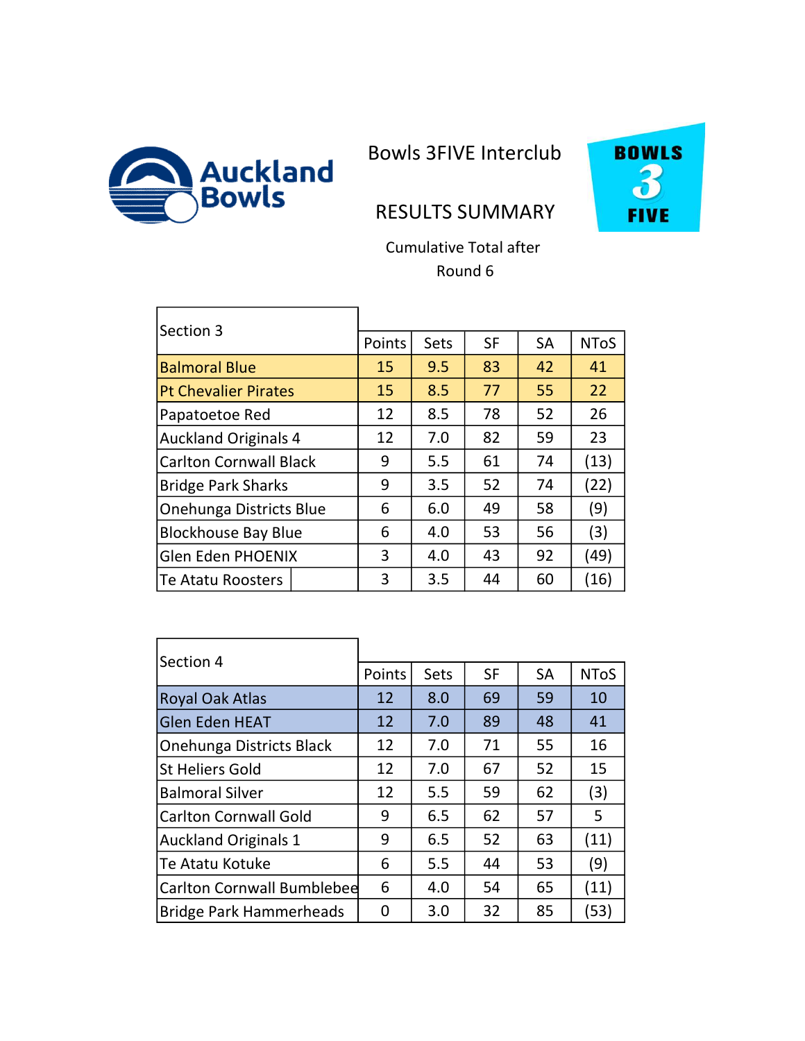Auckland Bowls

Bowls 3FIVE Interclub

RESULTS SUMMARY

Cumulative Total after Round 6

BOWLS 3 FIVE

| Section 3 | Points | Sets | SF | SA | NToS |
|---|---|---|---|---|---|
| Balmoral Blue | 15 | 9.5 | 83 | 42 | 41 |
| Pt Chevalier Pirates | 15 | 8.5 | 77 | 55 | 22 |
| Papatoetoe Red | 12 | 8.5 | 78 | 52 | 26 |
| Auckland Originals 4 | 12 | 7.0 | 82 | 59 | 23 |
| Carlton Cornwall Black | 9 | 5.5 | 61 | 74 | (13) |
| Bridge Park Sharks | 9 | 3.5 | 52 | 74 | (22) |
| Onehunga Districts Blue | 6 | 6.0 | 49 | 58 | (9) |
| Blockhouse Bay Blue | 6 | 4.0 | 53 | 56 | (3) |
| Glen Eden PHOENIX | 3 | 4.0 | 43 | 92 | (49) |
| Te Atatu Roosters | 3 | 3.5 | 44 | 60 | (16) |

| Section 4 | Points | Sets | SF | SA | NToS |
|---|---|---|---|---|---|
| Royal Oak Atlas | 12 | 8.0 | 69 | 59 | 10 |
| Glen Eden HEAT | 12 | 7.0 | 89 | 48 | 41 |
| Onehunga Districts Black | 12 | 7.0 | 71 | 55 | 16 |
| St Heliers Gold | 12 | 7.0 | 67 | 52 | 15 |
| Balmoral Silver | 12 | 5.5 | 59 | 62 | (3) |
| Carlton Cornwall Gold | 9 | 6.5 | 62 | 57 | 5 |
| Auckland Originals 1 | 9 | 6.5 | 52 | 63 | (11) |
| Te Atatu Kotuke | 6 | 5.5 | 44 | 53 | (9) |
| Carlton Cornwall Bumblebee | 6 | 4.0 | 54 | 65 | (11) |
| Bridge Park Hammerheads | 0 | 3.0 | 32 | 85 | (53) |